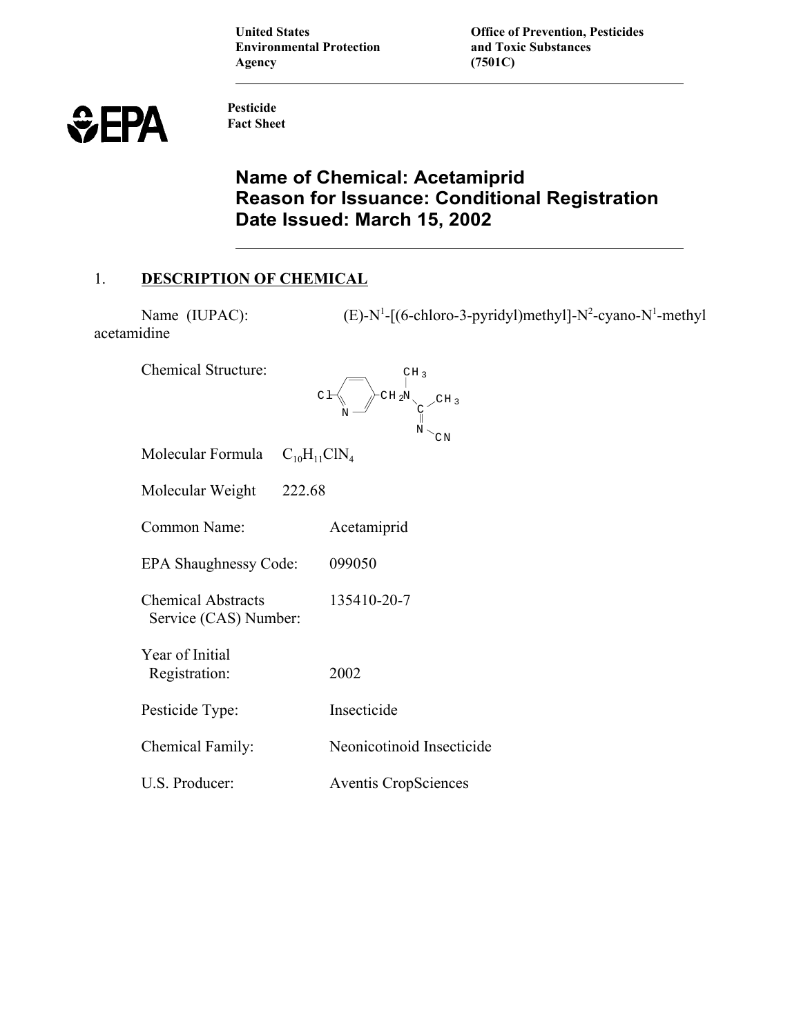United States Environmental Protection Agency

Office of Prevention, Pesticides and Toxic Substances (7501C)

EPA

**Pesticide Fact Sheet**

# Name of Chemical: Acetamiprid
# Reason for Issuance: Conditional Registration
# Date Issued: March 15, 2002

## 1. DESCRIPTION OF CHEMICAL

Name (IUPAC): (E)-N[1]-[(6-chloro-3-pyridyl)methyl]-N[2]-cyano-N[1]-methyl acetamidine

Chemical Structure:

Molecular Formula $C_{10}H_{11}ClN_4$

Molecular Weight 222.68

Common Name: Acetamiprid

EPA Shaughnessy Code: 099050

Chemical Abstracts Service (CAS) Number: 135410-20-7

Year of Initial Registration: 2002

Pesticide Type: Insecticide

Chemical Family: Neonicotinoid Insecticide

U.S. Producer: Aventis CropSciences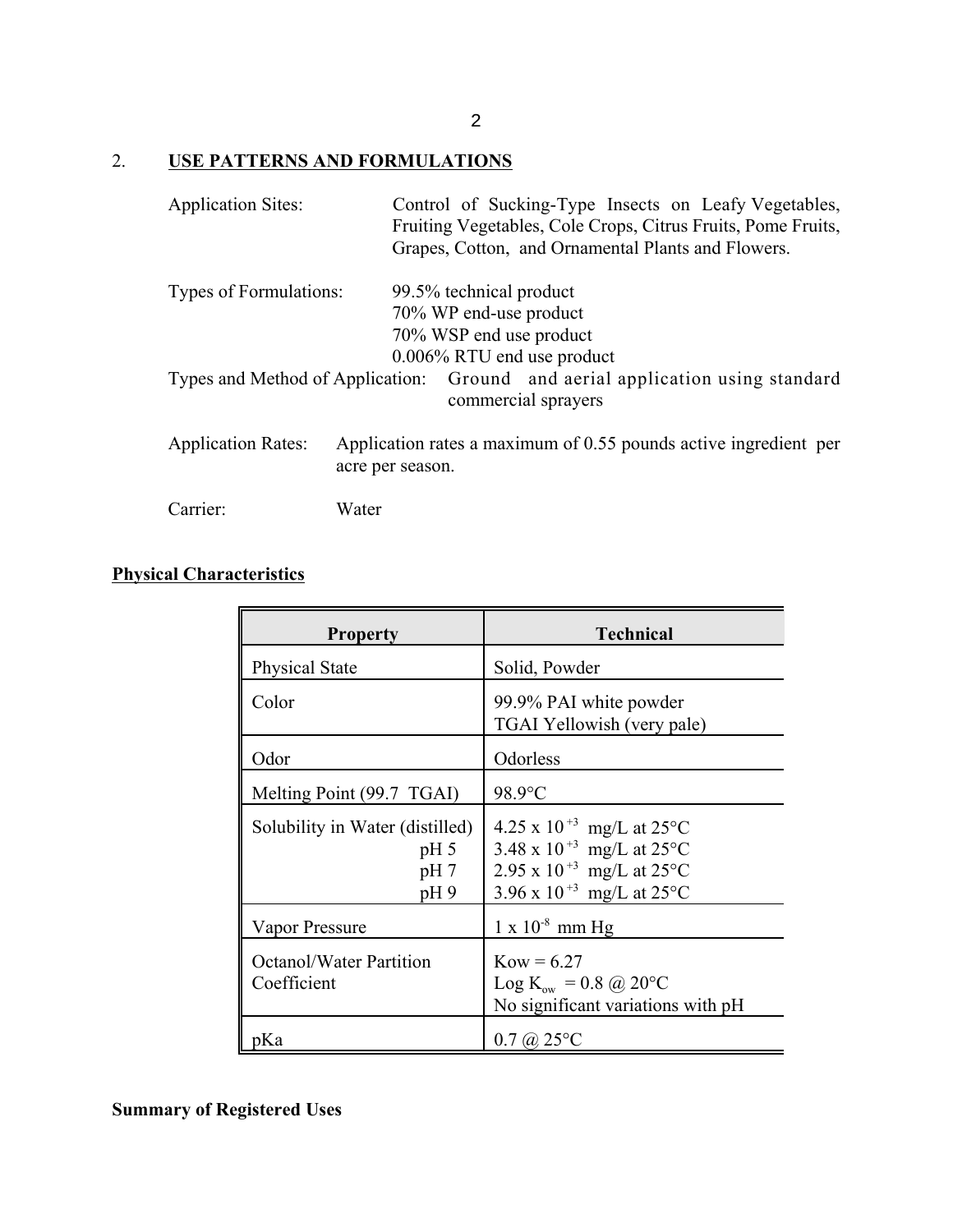## 2. USE PATTERNS AND FORMULATIONS

Application Sites: Control of Sucking-Type Insects on Leafy Vegetables, Fruiting Vegetables, Cole Crops, Citrus Fruits, Pome Fruits, Grapes, Cotton, and Ornamental Plants and Flowers.

Types of Formulations:
- 99.5% technical product
- 70% WP end-use product
- 70% WSP end use product
- 0.006% RTU end use product

Types and Method of Application: Ground and aerial application using standard commercial sprayers

Application Rates: Application rates a maximum of 0.55 pounds active ingredient per acre per season.

Carrier: Water

**Physical Characteristics**

| Property | Technical |
| --- | --- |
| Physical State | Solid, Powder |
| Color | 99.9% PAI white powder<br>TGAI Yellowish (very pale) |
| Odor | Odorless |
| Melting Point (99.7 TGAI) | 98.9°C |
| Solubility in Water (distilled)<br>pH 5<br>pH 7<br>pH 9 | $4.25 \times 10^{+3}$ mg/L at 25°C<br>$3.48 \times 10^{+3}$ mg/L at 25°C<br>$2.95 \times 10^{+3}$ mg/L at 25°C<br>$3.96 \times 10^{+3}$ mg/L at 25°C |
| Vapor Pressure | $1 \times 10^{-8}$ mm Hg |
| Octanol/Water Partition Coefficient | Kow = 6.27<br>Log $K_{ow}$ = 0.8 @ 20°C<br>No significant variations with pH |
| pKa | 0.7 @ 25°C |

**Summary of Registered Uses**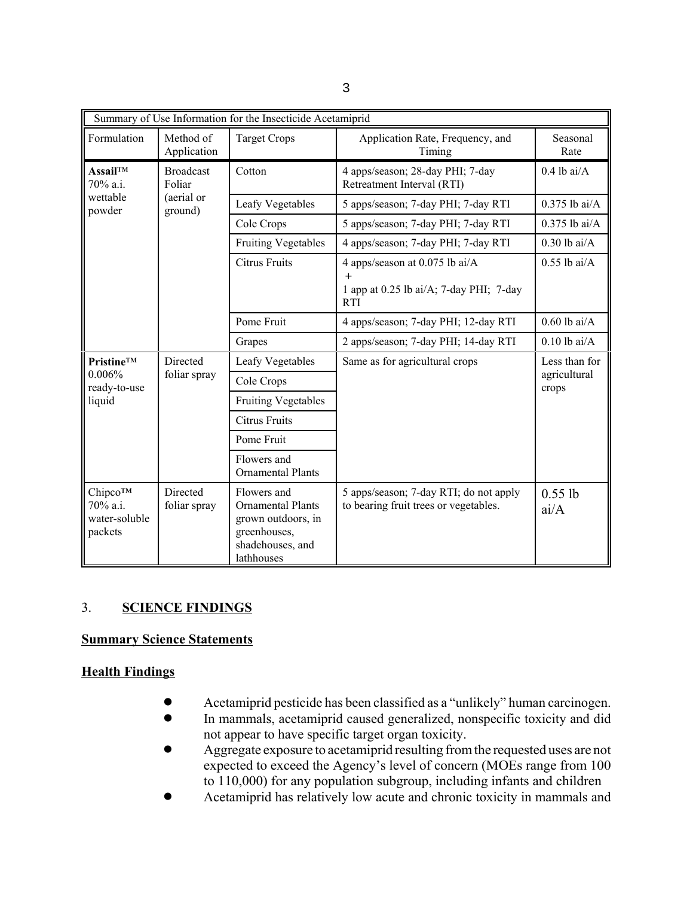| Summary of Use Information for the Insecticide Acetamiprid | | | | |
|---|---|---|---|---|
| Formulation | Method of Application | Target Crops | Application Rate, Frequency, and Timing | Seasonal Rate |
| **Assail™** 70% a.i. wettable powder | Broadcast Foliar (aerial or ground) | Cotton | 4 apps/season; 28-day PHI; 7-day Retreatment Interval (RTI) | 0.4 lb ai/A |
| | | Leafy Vegetables | 5 apps/season; 7-day PHI; 7-day RTI | 0.375 lb ai/A |
| | | Cole Crops | 5 apps/season; 7-day PHI; 7-day RTI | 0.375 lb ai/A |
| | | Fruiting Vegetables | 4 apps/season; 7-day PHI; 7-day RTI | 0.30 lb ai/A |
| | | Citrus Fruits | 4 apps/season at 0.075 lb ai/A + 1 app at 0.25 lb ai/A; 7-day PHI; 7-day RTI | 0.55 lb ai/A |
| | | Pome Fruit | 4 apps/season; 7-day PHI; 12-day RTI | 0.60 lb ai/A |
| | | Grapes | 2 apps/season; 7-day PHI; 14-day RTI | 0.10 lb ai/A |
| **Pristine™** 0.006% ready-to-use liquid | Directed foliar spray | Leafy Vegetables | Same as for agricultural crops | Less than for agricultural crops |
| | | Cole Crops | | |
| | | Fruiting Vegetables | | |
| | | Citrus Fruits | | |
| | | Pome Fruit | | |
| | | Flowers and Ornamental Plants | | |
| Chipco™ 70% a.i. water-soluble packets | Directed foliar spray | Flowers and Ornamental Plants grown outdoors, in greenhouses, shadehouses, and lathhouses | 5 apps/season; 7-day RTI; do not apply to bearing fruit trees or vegetables. | 0.55 lb ai/A |

## 3. **SCIENCE FINDINGS**

### **Summary Science Statements**

### **Health Findings**

- Acetamiprid pesticide has been classified as a "unlikely" human carcinogen.
- In mammals, acetamiprid caused generalized, nonspecific toxicity and did not appear to have specific target organ toxicity.
- Aggregate exposure to acetamiprid resulting from the requested uses are not expected to exceed the Agency's level of concern (MOEs range from 100 to 110,000) for any population subgroup, including infants and children
- Acetamiprid has relatively low acute and chronic toxicity in mammals and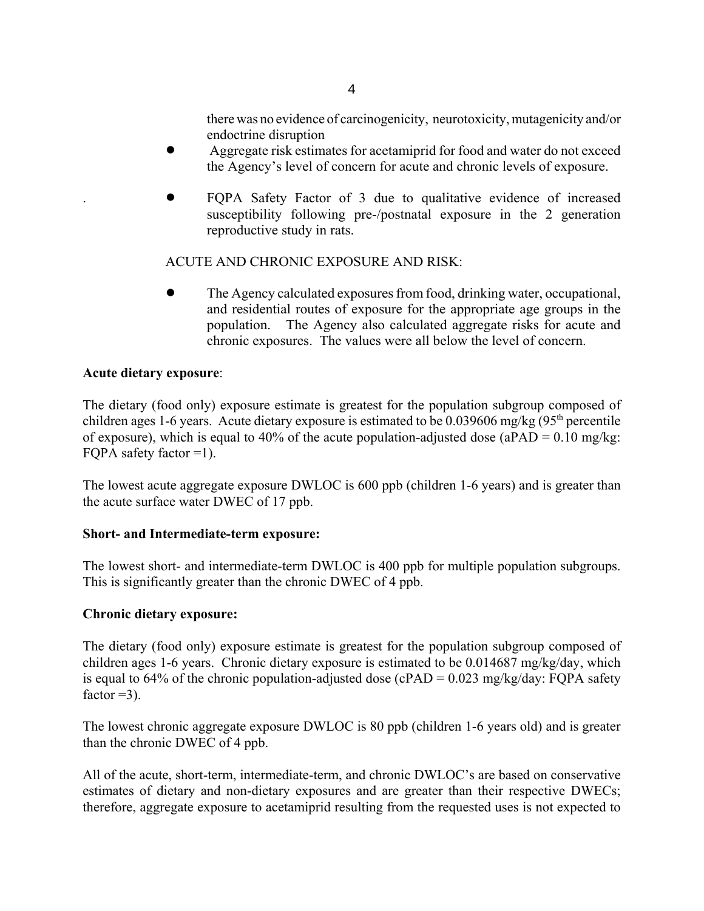there was no evidence of carcinogenicity, neurotoxicity, mutagenicity and/or endocrine disruption

- Aggregate risk estimates for acetamiprid for food and water do not exceed the Agency's level of concern for acute and chronic levels of exposure.

- FQPA Safety Factor of 3 due to qualitative evidence of increased susceptibility following pre-/postnatal exposure in the 2 generation reproductive study in rats.

ACUTE AND CHRONIC EXPOSURE AND RISK:

- The Agency calculated exposures from food, drinking water, occupational, and residential routes of exposure for the appropriate age groups in the population. The Agency also calculated aggregate risks for acute and chronic exposures. The values were all below the level of concern.

**Acute dietary exposure**:

The dietary (food only) exposure estimate is greatest for the population subgroup composed of children ages 1-6 years. Acute dietary exposure is estimated to be 0.039606 mg/kg (95$^{th}$ percentile of exposure), which is equal to 40% of the acute population-adjusted dose (aPAD = 0.10 mg/kg: FQPA safety factor =1).

The lowest acute aggregate exposure DWLOC is 600 ppb (children 1-6 years) and is greater than the acute surface water DWEC of 17 ppb.

**Short- and Intermediate-term exposure:**

The lowest short- and intermediate-term DWLOC is 400 ppb for multiple population subgroups. This is significantly greater than the chronic DWEC of 4 ppb.

**Chronic dietary exposure:**

The dietary (food only) exposure estimate is greatest for the population subgroup composed of children ages 1-6 years. Chronic dietary exposure is estimated to be 0.014687 mg/kg/day, which is equal to 64% of the chronic population-adjusted dose (cPAD = 0.023 mg/kg/day: FQPA safety factor =3).

The lowest chronic aggregate exposure DWLOC is 80 ppb (children 1-6 years old) and is greater than the chronic DWEC of 4 ppb.

All of the acute, short-term, intermediate-term, and chronic DWLOC's are based on conservative estimates of dietary and non-dietary exposures and are greater than their respective DWECs; therefore, aggregate exposure to acetamiprid resulting from the requested uses is not expected to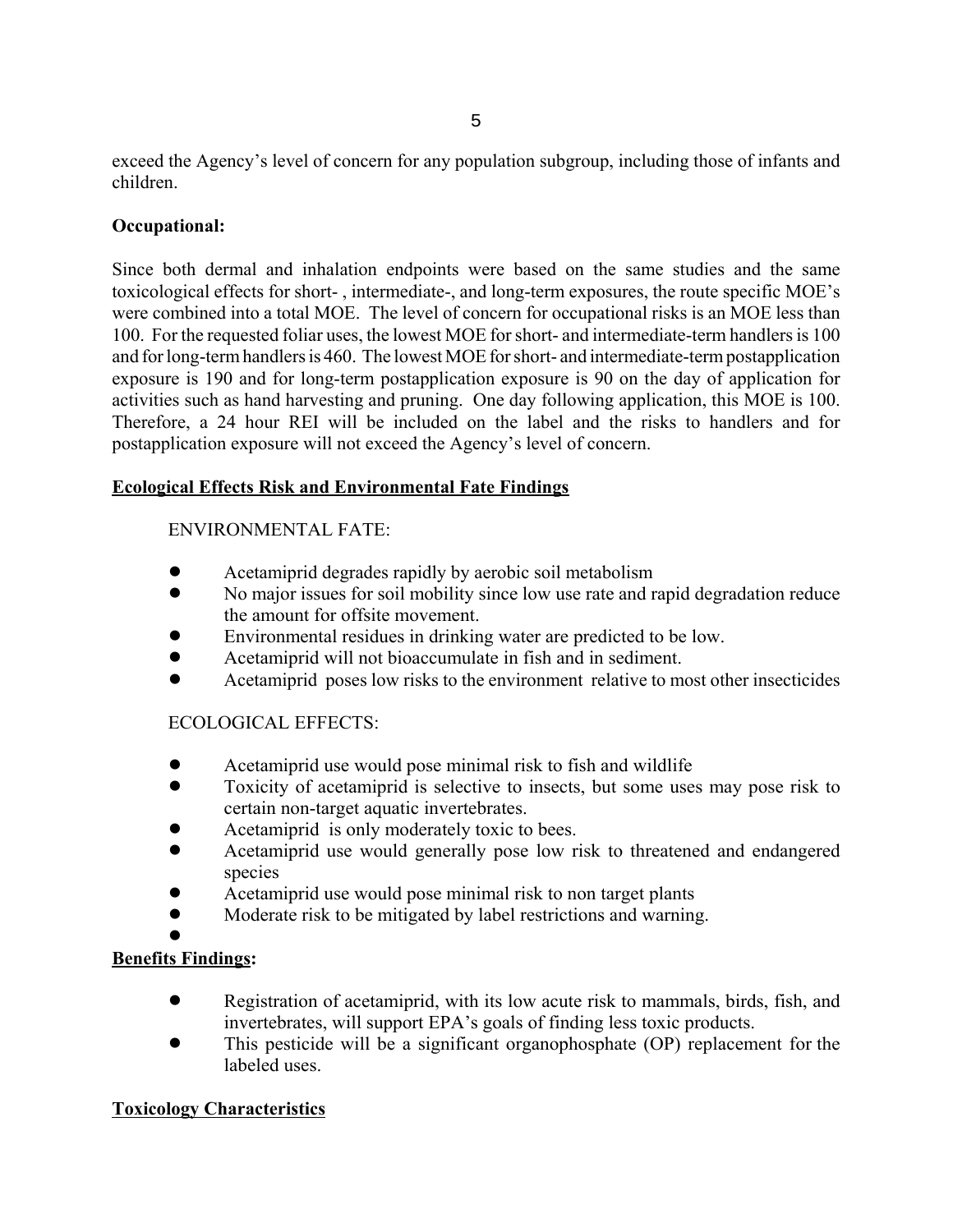exceed the Agency's level of concern for any population subgroup, including those of infants and children.

**Occupational:**

Since both dermal and inhalation endpoints were based on the same studies and the same toxicological effects for short- , intermediate-, and long-term exposures, the route specific MOE's were combined into a total MOE. The level of concern for occupational risks is an MOE less than 100. For the requested foliar uses, the lowest MOE for short- and intermediate-term handlers is 100 and for long-term handlers is 460. The lowest MOE for short- and intermediate-term postapplication exposure is 190 and for long-term postapplication exposure is 90 on the day of application for activities such as hand harvesting and pruning. One day following application, this MOE is 100. Therefore, a 24 hour REI will be included on the label and the risks to handlers and for postapplication exposure will not exceed the Agency's level of concern.

**Ecological Effects Risk and Environmental Fate Findings**

ENVIRONMENTAL FATE:

- Acetamiprid degrades rapidly by aerobic soil metabolism
- No major issues for soil mobility since low use rate and rapid degradation reduce the amount for offsite movement.
- Environmental residues in drinking water are predicted to be low.
- Acetamiprid will not bioaccumulate in fish and in sediment.
- Acetamiprid poses low risks to the environment relative to most other insecticides

ECOLOGICAL EFFECTS:

- Acetamiprid use would pose minimal risk to fish and wildlife
- Toxicity of acetamiprid is selective to insects, but some uses may pose risk to certain non-target aquatic invertebrates.
- Acetamiprid is only moderately toxic to bees.
- Acetamiprid use would generally pose low risk to threatened and endangered species
- Acetamiprid use would pose minimal risk to non target plants
- Moderate risk to be mitigated by label restrictions and warning.

**Benefits Findings:**

- Registration of acetamiprid, with its low acute risk to mammals, birds, fish, and invertebrates, will support EPA's goals of finding less toxic products.
- This pesticide will be a significant organophosphate (OP) replacement for the labeled uses.

**Toxicology Characteristics**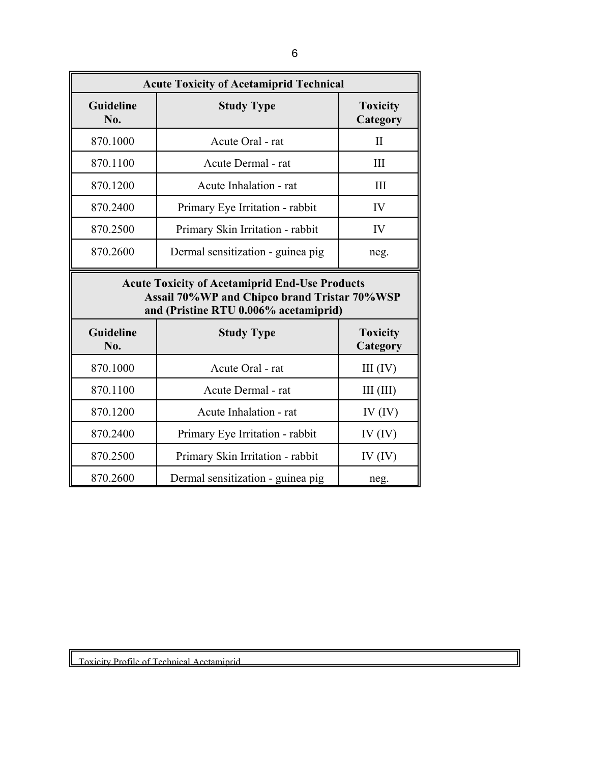| Acute Toxicity of Acetamiprid Technical | | |
|---|---|---|
| **Guideline No.** | **Study Type** | **Toxicity Category** |
| 870.1000 | Acute Oral - rat | II |
| 870.1100 | Acute Dermal - rat | III |
| 870.1200 | Acute Inhalation - rat | III |
| 870.2400 | Primary Eye Irritation - rabbit | IV |
| 870.2500 | Primary Skin Irritation - rabbit | IV |
| 870.2600 | Dermal sensitization - guinea pig | neg. |

| Acute Toxicity of Acetamiprid End-Use Products Assail 70%WP and Chipco brand Tristar 70%WSP and (Pristine RTU 0.006% acetamiprid) | | |
|---|---|---|
| **Guideline No.** | **Study Type** | **Toxicity Category** |
| 870.1000 | Acute Oral - rat | III (IV) |
| 870.1100 | Acute Dermal - rat | III (III) |
| 870.1200 | Acute Inhalation - rat | IV (IV) |
| 870.2400 | Primary Eye Irritation - rabbit | IV (IV) |
| 870.2500 | Primary Skin Irritation - rabbit | IV (IV) |
| 870.2600 | Dermal sensitization - guinea pig | neg. |

Toxicity Profile of Technical Acetamiprid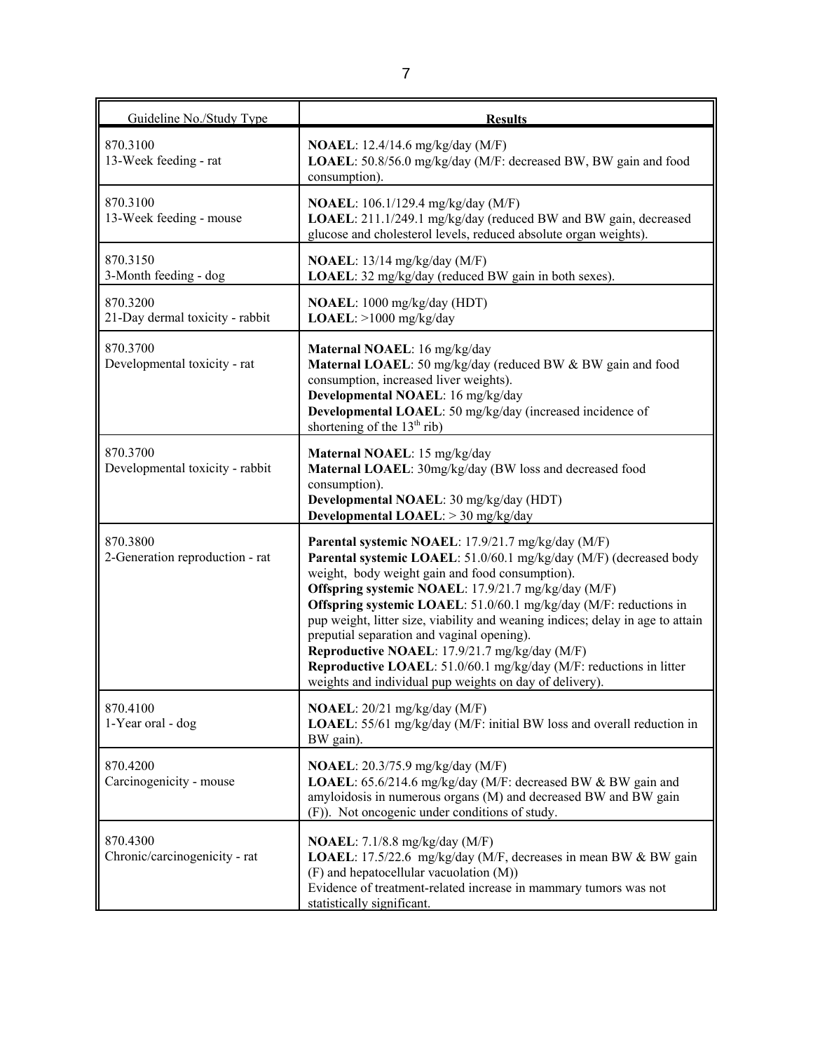| Guideline No./Study Type | **Results** |
|---|---|
| 870.3100<br>13-Week feeding - rat | **NOAEL**: 12.4/14.6 mg/kg/day (M/F)<br>**LOAEL**: 50.8/56.0 mg/kg/day (M/F: decreased BW, BW gain and food consumption). |
| 870.3100<br>13-Week feeding - mouse | **NOAEL**: 106.1/129.4 mg/kg/day (M/F)<br>**LOAEL**: 211.1/249.1 mg/kg/day (reduced BW and BW gain, decreased glucose and cholesterol levels, reduced absolute organ weights). |
| 870.3150<br>3-Month feeding - dog | **NOAEL**: 13/14 mg/kg/day (M/F)<br>**LOAEL**: 32 mg/kg/day (reduced BW gain in both sexes). |
| 870.3200<br>21-Day dermal toxicity - rabbit | **NOAEL**: 1000 mg/kg/day (HDT)<br>**LOAEL**: >1000 mg/kg/day |
| 870.3700<br>Developmental toxicity - rat | **Maternal NOAEL**: 16 mg/kg/day<br>**Maternal LOAEL**: 50 mg/kg/day (reduced BW & BW gain and food consumption, increased liver weights).<br>**Developmental NOAEL**: 16 mg/kg/day<br>**Developmental LOAEL**: 50 mg/kg/day (increased incidence of shortening of the 13th rib) |
| 870.3700<br>Developmental toxicity - rabbit | **Maternal NOAEL**: 15 mg/kg/day<br>**Maternal LOAEL**: 30mg/kg/day (BW loss and decreased food consumption).<br>**Developmental NOAEL**: 30 mg/kg/day (HDT)<br>**Developmental LOAEL**: > 30 mg/kg/day |
| 870.3800<br>2-Generation reproduction - rat | **Parental systemic NOAEL**: 17.9/21.7 mg/kg/day (M/F)<br>**Parental systemic LOAEL**: 51.0/60.1 mg/kg/day (M/F) (decreased body weight, body weight gain and food consumption).<br>**Offspring systemic NOAEL**: 17.9/21.7 mg/kg/day (M/F)<br>**Offspring systemic LOAEL**: 51.0/60.1 mg/kg/day (M/F: reductions in pup weight, litter size, viability and weaning indices; delay in age to attain preputial separation and vaginal opening).<br>**Reproductive NOAEL**: 17.9/21.7 mg/kg/day (M/F)<br>**Reproductive LOAEL**: 51.0/60.1 mg/kg/day (M/F: reductions in litter weights and individual pup weights on day of delivery). |
| 870.4100<br>1-Year oral - dog | **NOAEL**: 20/21 mg/kg/day (M/F)<br>**LOAEL**: 55/61 mg/kg/day (M/F: initial BW loss and overall reduction in BW gain). |
| 870.4200<br>Carcinogenicity - mouse | **NOAEL**: 20.3/75.9 mg/kg/day (M/F)<br>**LOAEL**: 65.6/214.6 mg/kg/day (M/F: decreased BW & BW gain and amyloidosis in numerous organs (M) and decreased BW and BW gain (F)). Not oncogenic under conditions of study. |
| 870.4300<br>Chronic/carcinogenicity - rat | **NOAEL**: 7.1/8.8 mg/kg/day (M/F)<br>**LOAEL**: 17.5/22.6 mg/kg/day (M/F, decreases in mean BW & BW gain (F) and hepatocellular vacuolation (M))<br>Evidence of treatment-related increase in mammary tumors was not statistically significant. |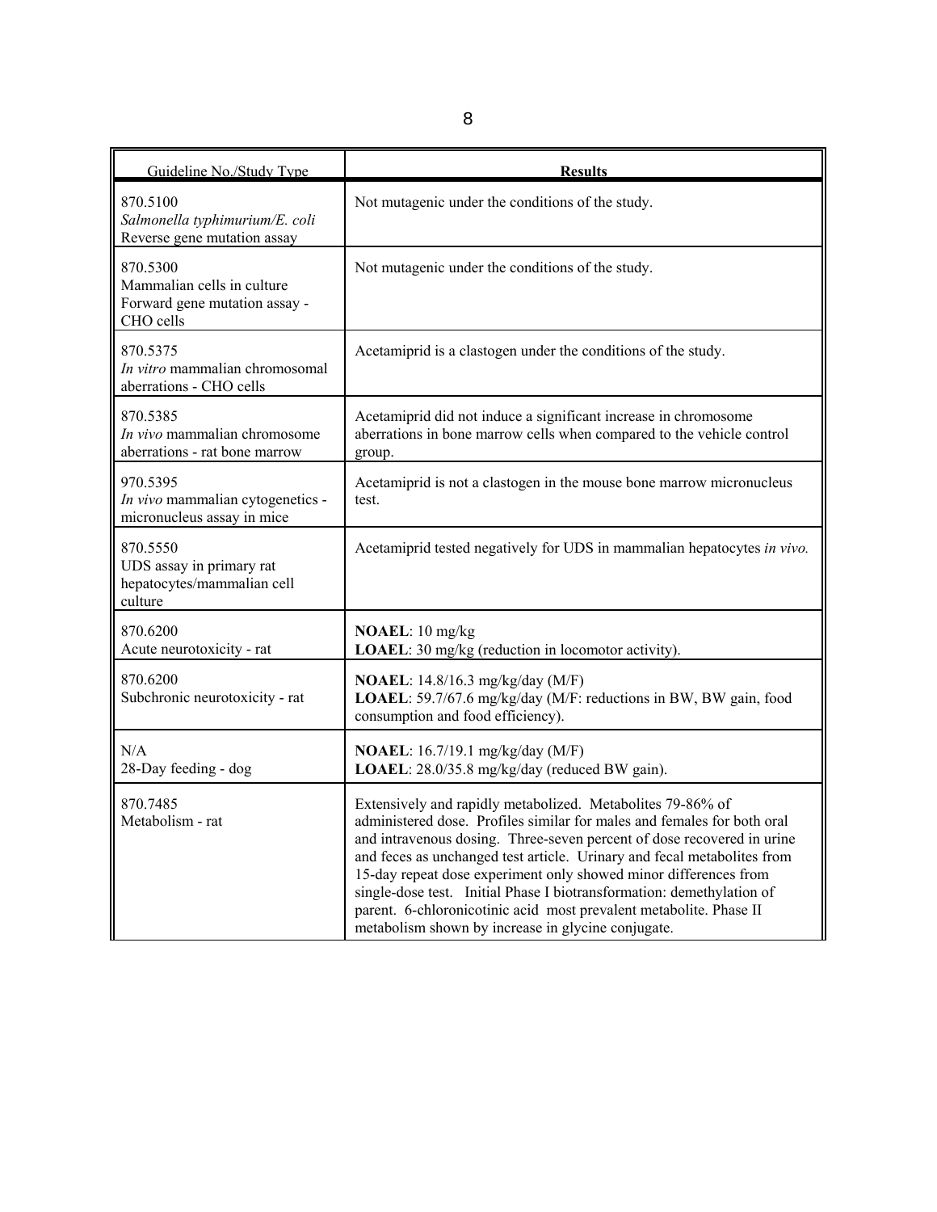| Guideline No./Study Type | Results |
|---|---|
| 870.5100<br>*Salmonella typhimurium/E. coli*<br>Reverse gene mutation assay | Not mutagenic under the conditions of the study. |
| 870.5300<br>Mammalian cells in culture<br>Forward gene mutation assay - CHO cells | Not mutagenic under the conditions of the study. |
| 870.5375<br>*In vitro* mammalian chromosomal aberrations - CHO cells | Acetamiprid is a clastogen under the conditions of the study. |
| 870.5385<br>*In vivo* mammalian chromosome aberrations - rat bone marrow | Acetamiprid did not induce a significant increase in chromosome aberrations in bone marrow cells when compared to the vehicle control group. |
| 970.5395<br>*In vivo* mammalian cytogenetics - micronucleus assay in mice | Acetamiprid is not a clastogen in the mouse bone marrow micronucleus test. |
| 870.5550<br>UDS assay in primary rat hepatocytes/mammalian cell culture | Acetamiprid tested negatively for UDS in mammalian hepatocytes *in vivo.* |
| 870.6200<br>Acute neurotoxicity - rat | **NOAEL**: 10 mg/kg<br>**LOAEL**: 30 mg/kg (reduction in locomotor activity). |
| 870.6200<br>Subchronic neurotoxicity - rat | **NOAEL**: 14.8/16.3 mg/kg/day (M/F)<br>**LOAEL**: 59.7/67.6 mg/kg/day (M/F: reductions in BW, BW gain, food consumption and food efficiency). |
| N/A<br>28-Day feeding - dog | **NOAEL**: 16.7/19.1 mg/kg/day (M/F)<br>**LOAEL**: 28.0/35.8 mg/kg/day (reduced BW gain). |
| 870.7485<br>Metabolism - rat | Extensively and rapidly metabolized. Metabolites 79-86% of administered dose. Profiles similar for males and females for both oral and intravenous dosing. Three-seven percent of dose recovered in urine and feces as unchanged test article. Urinary and fecal metabolites from 15-day repeat dose experiment only showed minor differences from single-dose test. Initial Phase I biotransformation: demethylation of parent. 6-chloronicotinic acid most prevalent metabolite. Phase II metabolism shown by increase in glycine conjugate. |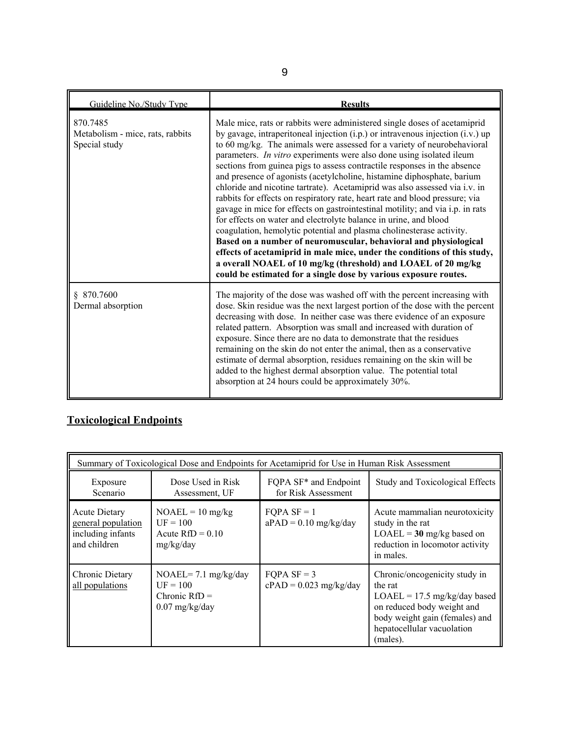| Guideline No./Study Type | Results |
| --- | --- |
| 870.7485<br>Metabolism - mice, rats, rabbits<br>Special study | Male mice, rats or rabbits were administered single doses of acetamiprid by gavage, intraperitoneal injection (i.p.) or intravenous injection (i.v.) up to 60 mg/kg. The animals were assessed for a variety of neurobehavioral parameters. *In vitro* experiments were also done using isolated ileum sections from guinea pigs to assess contractile responses in the absence and presence of agonists (acetylcholine, histamine diphosphate, barium chloride and nicotine tartrate). Acetamiprid was also assessed via i.v. in rabbits for effects on respiratory rate, heart rate and blood pressure; via gavage in mice for effects on gastrointestinal motility; and via i.p. in rats for effects on water and electrolyte balance in urine, and blood coagulation, hemolytic potential and plasma cholinesterase activity. **Based on a number of neuromuscular, behavioral and physiological effects of acetamiprid in male mice, under the conditions of this study, a overall NOAEL of 10 mg/kg (threshold) and LOAEL of 20 mg/kg could be estimated for a single dose by various exposure routes.** |
| § 870.7600<br>Dermal absorption | The majority of the dose was washed off with the percent increasing with dose. Skin residue was the next largest portion of the dose with the percent decreasing with dose. In neither case was there evidence of an exposure related pattern. Absorption was small and increased with duration of exposure. Since there are no data to demonstrate that the residues remaining on the skin do not enter the animal, then as a conservative estimate of dermal absorption, residues remaining on the skin will be added to the highest dermal absorption value. The potential total absorption at 24 hours could be approximately 30%. |

## Toxicological Endpoints

| Summary of Toxicological Dose and Endpoints for Acetamiprid for Use in Human Risk Assessment | | | |
| --- | --- | --- | --- |
| Exposure Scenario | Dose Used in Risk Assessment, UF | FQPA SF* and Endpoint for Risk Assessment | Study and Toxicological Effects |
| Acute Dietary<br>general population including infants and children | NOAEL = 10 mg/kg<br>UF = 100<br>Acute RfD = 0.10 mg/kg/day | FQPA SF = 1<br>aPAD = 0.10 mg/kg/day | Acute mammalian neurotoxicity study in the rat<br>LOAEL = **30** mg/kg based on reduction in locomotor activity in males. |
| Chronic Dietary<br>all populations | NOAEL= 7.1 mg/kg/day<br>UF = 100<br>Chronic RfD = 0.07 mg/kg/day | FQPA SF = 3<br>cPAD = 0.023 mg/kg/day | Chronic/oncogenicity study in the rat<br>LOAEL = 17.5 mg/kg/day based on reduced body weight and body weight gain (females) and hepatocellular vacuolation (males). |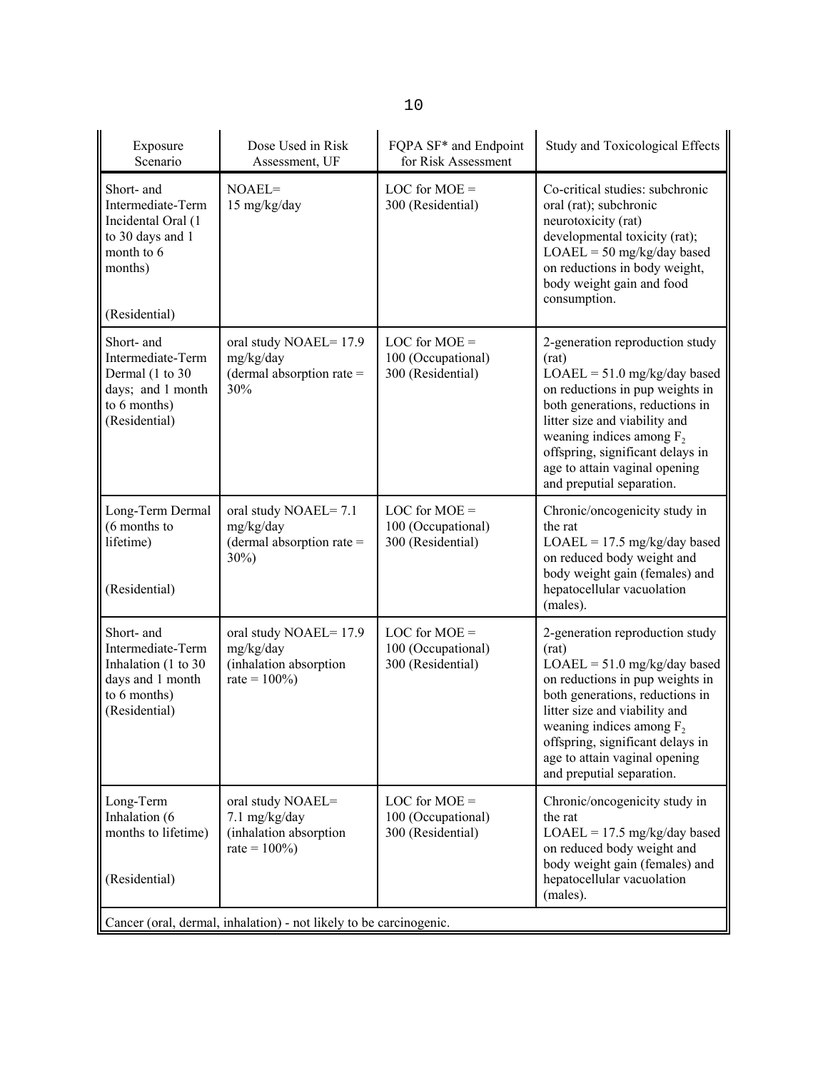| Exposure Scenario | Dose Used in Risk Assessment, UF | FQPA SF* and Endpoint for Risk Assessment | Study and Toxicological Effects |
|---|---|---|---|
| Short- and Intermediate-Term Incidental Oral (1 to 30 days and 1 month to 6 months)<br><br>(Residential) | NOAEL= 15 mg/kg/day | LOC for MOE = 300 (Residential) | Co-critical studies: subchronic oral (rat); subchronic neurotoxicity (rat) developmental toxicity (rat); LOAEL = 50 mg/kg/day based on reductions in body weight, body weight gain and food consumption. |
| Short- and Intermediate-Term Dermal (1 to 30 days; and 1 month to 6 months) (Residential) | oral study NOAEL= 17.9 mg/kg/day (dermal absorption rate = 30% | LOC for MOE = 100 (Occupational) 300 (Residential) | 2-generation reproduction study (rat) LOAEL = 51.0 mg/kg/day based on reductions in pup weights in both generations, reductions in litter size and viability and weaning indices among $F_2$ offspring, significant delays in age to attain vaginal opening and preputial separation. |
| Long-Term Dermal (6 months to lifetime)<br><br>(Residential) | oral study NOAEL= 7.1 mg/kg/day (dermal absorption rate = 30%) | LOC for MOE = 100 (Occupational) 300 (Residential) | Chronic/oncogenicity study in the rat LOAEL = 17.5 mg/kg/day based on reduced body weight and body weight gain (females) and hepatocellular vacuolation (males). |
| Short- and Intermediate-Term Inhalation (1 to 30 days and 1 month to 6 months) (Residential) | oral study NOAEL= 17.9 mg/kg/day (inhalation absorption rate = 100%) | LOC for MOE = 100 (Occupational) 300 (Residential) | 2-generation reproduction study (rat) LOAEL = 51.0 mg/kg/day based on reductions in pup weights in both generations, reductions in litter size and viability and weaning indices among $F_2$ offspring, significant delays in age to attain vaginal opening and preputial separation. |
| Long-Term Inhalation (6 months to lifetime)<br><br>(Residential) | oral study NOAEL= 7.1 mg/kg/day (inhalation absorption rate = 100%) | LOC for MOE = 100 (Occupational) 300 (Residential) | Chronic/oncogenicity study in the rat LOAEL = 17.5 mg/kg/day based on reduced body weight and body weight gain (females) and hepatocellular vacuolation (males). |
| Cancer (oral, dermal, inhalation) - not likely to be carcinogenic. | | | |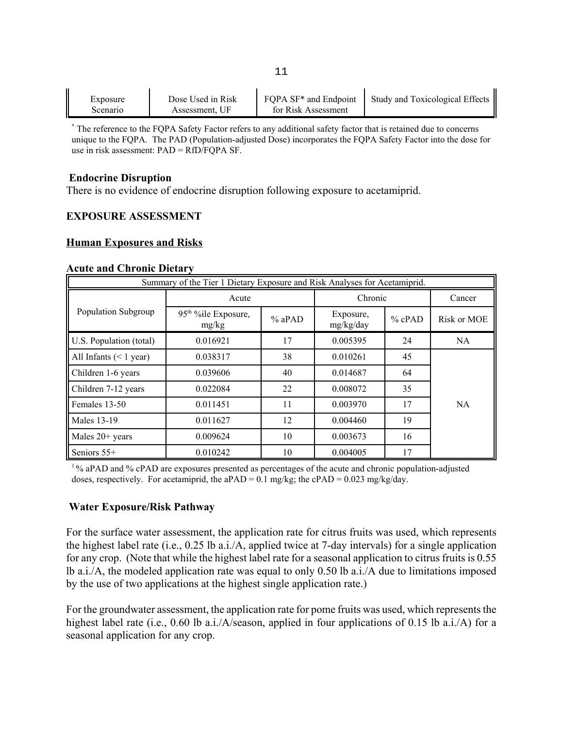| Exposure Scenario | Dose Used in Risk Assessment, UF | FQPA SF* and Endpoint for Risk Assessment | Study and Toxicological Effects |
|---|---|---|---|

* The reference to the FQPA Safety Factor refers to any additional safety factor that is retained due to concerns unique to the FQPA. The PAD (Population-adjusted Dose) incorporates the FQPA Safety Factor into the dose for use in risk assessment: PAD = RfD/FQPA SF.

**Endocrine Disruption**

There is no evidence of endocrine disruption following exposure to acetamiprid.

## EXPOSURE ASSESSMENT

### Human Exposures and Risks

**Acute and Chronic Dietary**

| Summary of the Tier 1 Dietary Exposure and Risk Analyses for Acetamiprid. | | | | | |
|---|---|---|---|---|---|
| Population Subgroup | Acute | | Chronic | | Cancer |
| | 95th %ile Exposure, mg/kg | % aPAD | Exposure, mg/kg/day | % cPAD | Risk or MOE |
| U.S. Population (total) | 0.016921 | 17 | 0.005395 | 24 | NA |
| All Infants (< 1 year) | 0.038317 | 38 | 0.010261 | 45 | NA |
| Children 1-6 years | 0.039606 | 40 | 0.014687 | 64 | |
| Children 7-12 years | 0.022084 | 22 | 0.008072 | 35 | |
| Females 13-50 | 0.011451 | 11 | 0.003970 | 17 | |
| Males 13-19 | 0.011627 | 12 | 0.004460 | 19 | |
| Males 20+ years | 0.009624 | 10 | 0.003673 | 16 | |
| Seniors 55+ | 0.010242 | 10 | 0.004005 | 17 | |

[1] % aPAD and % cPAD are exposures presented as percentages of the acute and chronic population-adjusted doses, respectively. For acetamiprid, the aPAD = 0.1 mg/kg; the cPAD = 0.023 mg/kg/day.

**Water Exposure/Risk Pathway**

For the surface water assessment, the application rate for citrus fruits was used, which represents the highest label rate (i.e., 0.25 lb a.i./A, applied twice at 7-day intervals) for a single application for any crop. (Note that while the highest label rate for a seasonal application to citrus fruits is 0.55 lb a.i./A, the modeled application rate was equal to only 0.50 lb a.i./A due to limitations imposed by the use of two applications at the highest single application rate.)

For the groundwater assessment, the application rate for pome fruits was used, which represents the highest label rate (i.e., 0.60 lb a.i./A/season, applied in four applications of 0.15 lb a.i./A) for a seasonal application for any crop.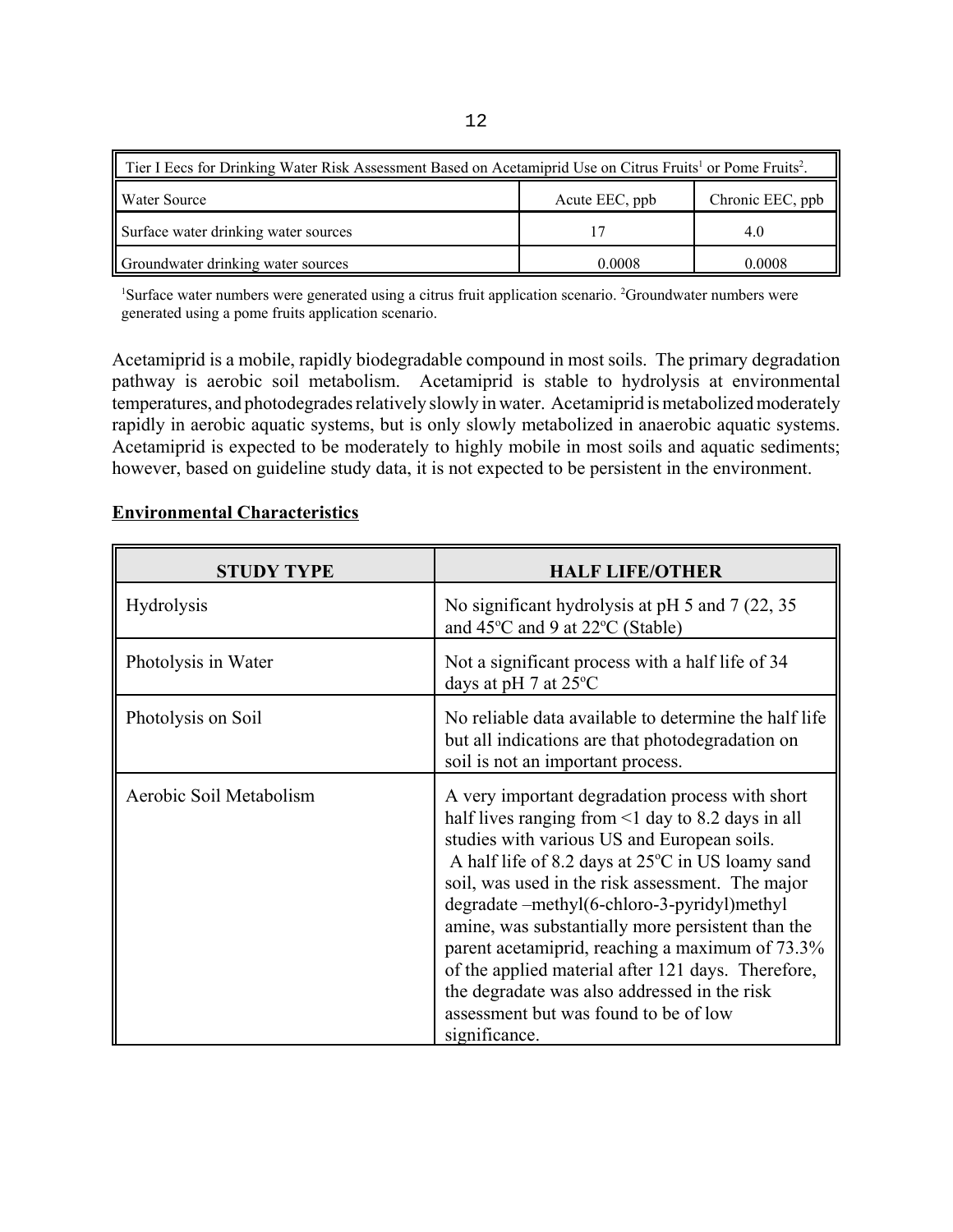| Tier I Eecs for Drinking Water Risk Assessment Based on Acetamiprid Use on Citrus Fruits[1] or Pome Fruits[2]. | | |
|---|---|---|
| Water Source | Acute EEC, ppb | Chronic EEC, ppb |
| Surface water drinking water sources | 17 | 4.0 |
| Groundwater drinking water sources | 0.0008 | 0.0008 |

[1]Surface water numbers were generated using a citrus fruit application scenario. [2]Groundwater numbers were generated using a pome fruits application scenario.

Acetamiprid is a mobile, rapidly biodegradable compound in most soils. The primary degradation pathway is aerobic soil metabolism. Acetamiprid is stable to hydrolysis at environmental temperatures, and photodegrades relatively slowly in water. Acetamiprid is metabolized moderately rapidly in aerobic aquatic systems, but is only slowly metabolized in anaerobic aquatic systems. Acetamiprid is expected to be moderately to highly mobile in most soils and aquatic sediments; however, based on guideline study data, it is not expected to be persistent in the environment.

**Environmental Characteristics**

| STUDY TYPE | HALF LIFE/OTHER |
|---|---|
| Hydrolysis | No significant hydrolysis at pH 5 and 7 (22, 35 and 45°C and 9 at 22°C (Stable) |
| Photolysis in Water | Not a significant process with a half life of 34 days at pH 7 at 25°C |
| Photolysis on Soil | No reliable data available to determine the half life but all indications are that photodegradation on soil is not an important process. |
| Aerobic Soil Metabolism | A very important degradation process with short half lives ranging from <1 day to 8.2 days in all studies with various US and European soils. A half life of 8.2 days at 25°C in US loamy sand soil, was used in the risk assessment. The major degradate –methyl(6-chloro-3-pyridyl)methyl amine, was substantially more persistent than the parent acetamiprid, reaching a maximum of 73.3% of the applied material after 121 days. Therefore, the degradate was also addressed in the risk assessment but was found to be of low significance. |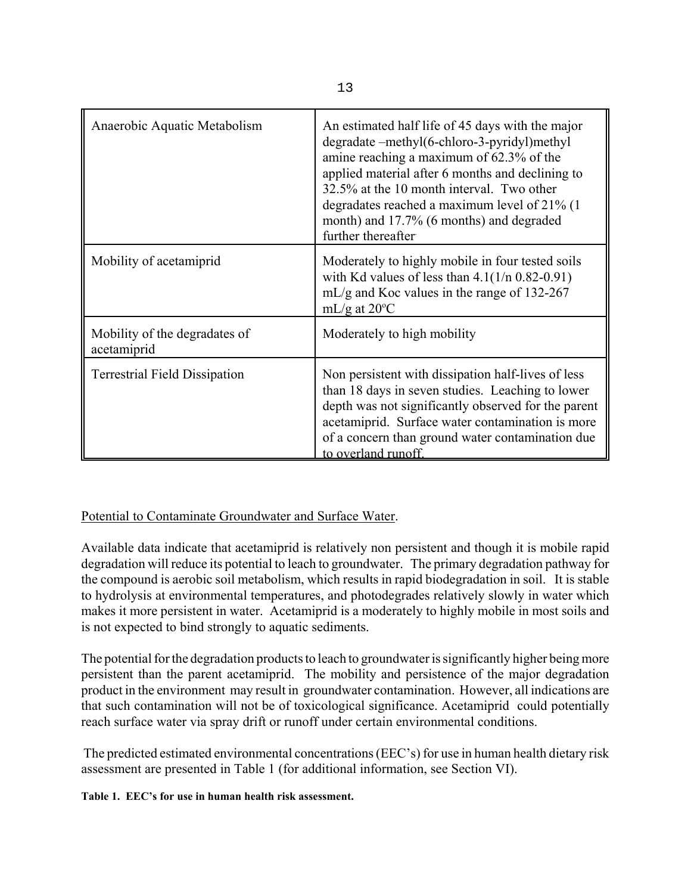| | |
|---|---|
| Anaerobic Aquatic Metabolism | An estimated half life of 45 days with the major degradate –methyl(6-chloro-3-pyridyl)methyl amine reaching a maximum of 62.3% of the applied material after 6 months and declining to 32.5% at the 10 month interval. Two other degradates reached a maximum level of 21% (1 month) and 17.7% (6 months) and degraded further thereafter |
| Mobility of acetamiprid | Moderately to highly mobile in four tested soils with Kd values of less than 4.1(1/n 0.82-0.91) mL/g and Koc values in the range of 132-267 mL/g at 20ºC |
| Mobility of the degradates of acetamiprid | Moderately to high mobility |
| Terrestrial Field Dissipation | Non persistent with dissipation half-lives of less than 18 days in seven studies. Leaching to lower depth was not significantly observed for the parent acetamiprid. Surface water contamination is more of a concern than ground water contamination due to overland runoff. |

Potential to Contaminate Groundwater and Surface Water.

Available data indicate that acetamiprid is relatively non persistent and though it is mobile rapid degradation will reduce its potential to leach to groundwater. The primary degradation pathway for the compound is aerobic soil metabolism, which results in rapid biodegradation in soil. It is stable to hydrolysis at environmental temperatures, and photodegrades relatively slowly in water which makes it more persistent in water. Acetamiprid is a moderately to highly mobile in most soils and is not expected to bind strongly to aquatic sediments.

The potential for the degradation products to leach to groundwater is significantly higher being more persistent than the parent acetamiprid. The mobility and persistence of the major degradation product in the environment may result in groundwater contamination. However, all indications are that such contamination will not be of toxicological significance. Acetamiprid could potentially reach surface water via spray drift or runoff under certain environmental conditions.

The predicted estimated environmental concentrations (EEC's) for use in human health dietary risk assessment are presented in Table 1 (for additional information, see Section VI).

**Table 1. EEC's for use in human health risk assessment.**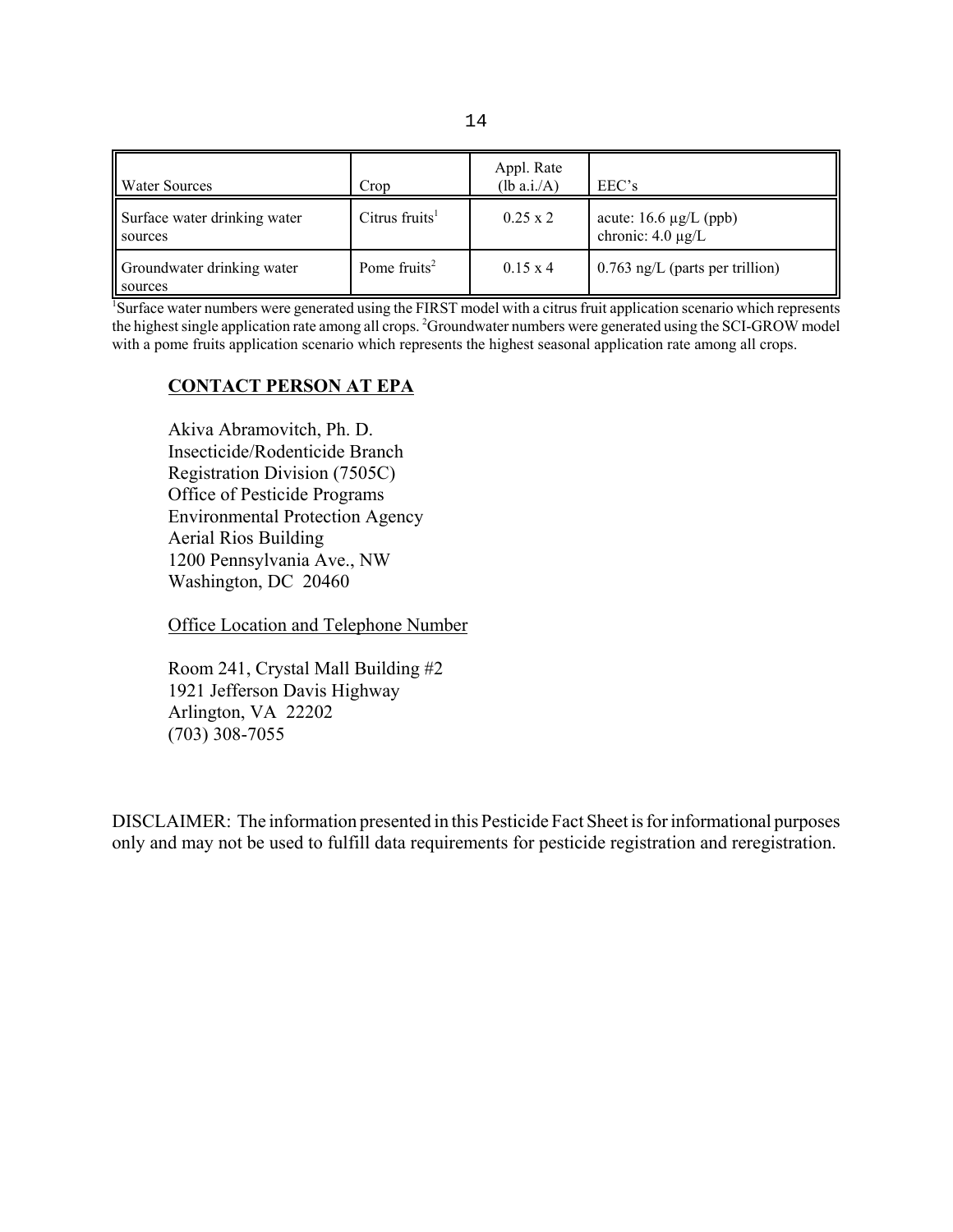| Water Sources | Crop | Appl. Rate (lb a.i./A) | EEC's |
|---|---|---|---|
| Surface water drinking water sources | Citrus fruits[1] | 0.25 x 2 | acute: 16.6 µg/L (ppb)<br>chronic: 4.0 µg/L |
| Groundwater drinking water sources | Pome fruits[2] | 0.15 x 4 | 0.763 ng/L (parts per trillion) |

[1]Surface water numbers were generated using the FIRST model with a citrus fruit application scenario which represents the highest single application rate among all crops. [2]Groundwater numbers were generated using the SCI-GROW model with a pome fruits application scenario which represents the highest seasonal application rate among all crops.

## CONTACT PERSON AT EPA

Akiva Abramovitch, Ph. D.
Insecticide/Rodenticide Branch
Registration Division (7505C)
Office of Pesticide Programs
Environmental Protection Agency
Aerial Rios Building
1200 Pennsylvania Ave., NW
Washington, DC 20460

Office Location and Telephone Number

Room 241, Crystal Mall Building #2
1921 Jefferson Davis Highway
Arlington, VA 22202
(703) 308-7055

DISCLAIMER: The information presented in this Pesticide Fact Sheet is for informational purposes only and may not be used to fulfill data requirements for pesticide registration and reregistration.